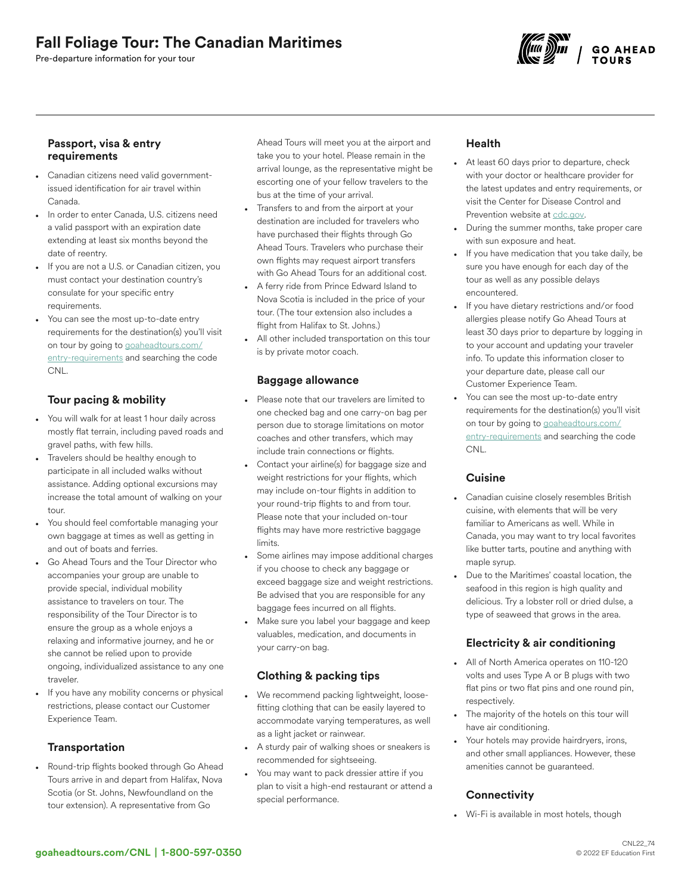# Fall Foliage Tour: The Canadian Maritimes

Pre-departure information for your tour

## Passport, visa & entry requirements

- Canadian citizens need valid government-issued identification for air travel within Canada.
- In order to enter Canada, U.S. citizens need a valid passport with an expiration date extending at least six months beyond the date of reentry.
- If you are not a U.S. or Canadian citizen, you must contact your destination country's consulate for your specific entry requirements.
- You can see the most up-to-date entry requirements for the destination(s) you'll visit on tour by going to goaheadtours.com/entry-requirements and searching the code CNL.

## Tour pacing & mobility

- You will walk for at least 1 hour daily across mostly flat terrain, including paved roads and gravel paths, with few hills.
- Travelers should be healthy enough to participate in all included walks without assistance. Adding optional excursions may increase the total amount of walking on your tour.
- You should feel comfortable managing your own baggage at times as well as getting in and out of boats and ferries.
- Go Ahead Tours and the Tour Director who accompanies your group are unable to provide special, individual mobility assistance to travelers on tour. The responsibility of the Tour Director is to ensure the group as a whole enjoys a relaxing and informative journey, and he or she cannot be relied upon to provide ongoing, individualized assistance to any one traveler.
- If you have any mobility concerns or physical restrictions, please contact our Customer Experience Team.

## Transportation

- Round-trip flights booked through Go Ahead Tours arrive in and depart from Halifax, Nova Scotia (or St. Johns, Newfoundland on the tour extension). A representative from Go Ahead Tours will meet you at the airport and take you to your hotel. Please remain in the arrival lounge, as the representative might be escorting one of your fellow travelers to the bus at the time of your arrival.
- Transfers to and from the airport at your destination are included for travelers who have purchased their flights through Go Ahead Tours. Travelers who purchase their own flights may request airport transfers with Go Ahead Tours for an additional cost.
- A ferry ride from Prince Edward Island to Nova Scotia is included in the price of your tour. (The tour extension also includes a flight from Halifax to St. Johns.)
- All other included transportation on this tour is by private motor coach.

## Baggage allowance

- Please note that our travelers are limited to one checked bag and one carry-on bag per person due to storage limitations on motor coaches and other transfers, which may include train connections or flights.
- Contact your airline(s) for baggage size and weight restrictions for your flights, which may include on-tour flights in addition to your round-trip flights to and from tour. Please note that your included on-tour flights may have more restrictive baggage limits.
- Some airlines may impose additional charges if you choose to check any baggage or exceed baggage size and weight restrictions. Be advised that you are responsible for any baggage fees incurred on all flights.
- Make sure you label your baggage and keep valuables, medication, and documents in your carry-on bag.

## Clothing & packing tips

- We recommend packing lightweight, loose-fitting clothing that can be easily layered to accommodate varying temperatures, as well as a light jacket or rainwear.
- A sturdy pair of walking shoes or sneakers is recommended for sightseeing.
- You may want to pack dressier attire if you plan to visit a high-end restaurant or attend a special performance.

## Health

- At least 60 days prior to departure, check with your doctor or healthcare provider for the latest updates and entry requirements, or visit the Center for Disease Control and Prevention website at cdc.gov.
- During the summer months, take proper care with sun exposure and heat.
- If you have medication that you take daily, be sure you have enough for each day of the tour as well as any possible delays encountered.
- If you have dietary restrictions and/or food allergies please notify Go Ahead Tours at least 30 days prior to departure by logging in to your account and updating your traveler info. To update this information closer to your departure date, please call our Customer Experience Team.
- You can see the most up-to-date entry requirements for the destination(s) you'll visit on tour by going to goaheadtours.com/entry-requirements and searching the code CNL.

## Cuisine

- Canadian cuisine closely resembles British cuisine, with elements that will be very familiar to Americans as well. While in Canada, you may want to try local favorites like butter tarts, poutine and anything with maple syrup.
- Due to the Maritimes' coastal location, the seafood in this region is high quality and delicious. Try a lobster roll or dried dulse, a type of seaweed that grows in the area.

## Electricity & air conditioning

- All of North America operates on 110-120 volts and uses Type A or B plugs with two flat pins or two flat pins and one round pin, respectively.
- The majority of the hotels on this tour will have air conditioning.
- Your hotels may provide hairdryers, irons, and other small appliances. However, these amenities cannot be guaranteed.

## Connectivity

- Wi-Fi is available in most hotels, though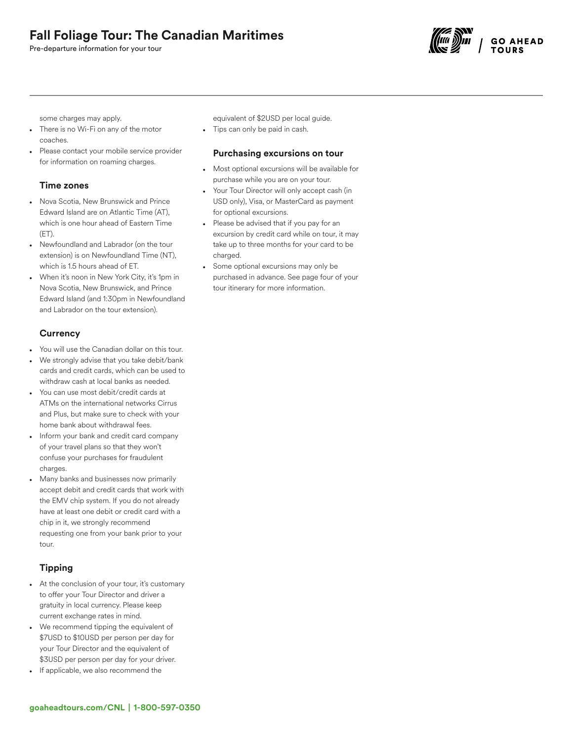some charges may apply.

- There is no Wi-Fi on any of the motor coaches.
- Please contact your mobile service provider for information on roaming charges.

### Time zones

- Nova Scotia, New Brunswick and Prince Edward Island are on Atlantic Time (AT), which is one hour ahead of Eastern Time (ET).
- Newfoundland and Labrador (on the tour extension) is on Newfoundland Time (NT), which is 1.5 hours ahead of ET.
- When it's noon in New York City, it's 1pm in Nova Scotia, New Brunswick, and Prince Edward Island (and 1:30pm in Newfoundland and Labrador on the tour extension).

### Currency

- You will use the Canadian dollar on this tour.
- We strongly advise that you take debit/bank cards and credit cards, which can be used to withdraw cash at local banks as needed.
- You can use most debit/credit cards at ATMs on the international networks Cirrus and Plus, but make sure to check with your home bank about withdrawal fees.
- Inform your bank and credit card company of your travel plans so that they won't confuse your purchases for fraudulent charges.
- Many banks and businesses now primarily accept debit and credit cards that work with the EMV chip system. If you do not already have at least one debit or credit card with a chip in it, we strongly recommend requesting one from your bank prior to your tour.

### Tipping

- At the conclusion of your tour, it's customary to offer your Tour Director and driver a gratuity in local currency. Please keep current exchange rates in mind.
- We recommend tipping the equivalent of $7USD to $10USD per person per day for your Tour Director and the equivalent of $3USD per person per day for your driver.
- If applicable, we also recommend the equivalent of $2USD per local guide.
- Tips can only be paid in cash.

### Purchasing excursions on tour

- Most optional excursions will be available for purchase while you are on your tour.
- Your Tour Director will only accept cash (in USD only), Visa, or MasterCard as payment for optional excursions.
- Please be advised that if you pay for an excursion by credit card while on tour, it may take up to three months for your card to be charged.
- Some optional excursions may only be purchased in advance. See page four of your tour itinerary for more information.